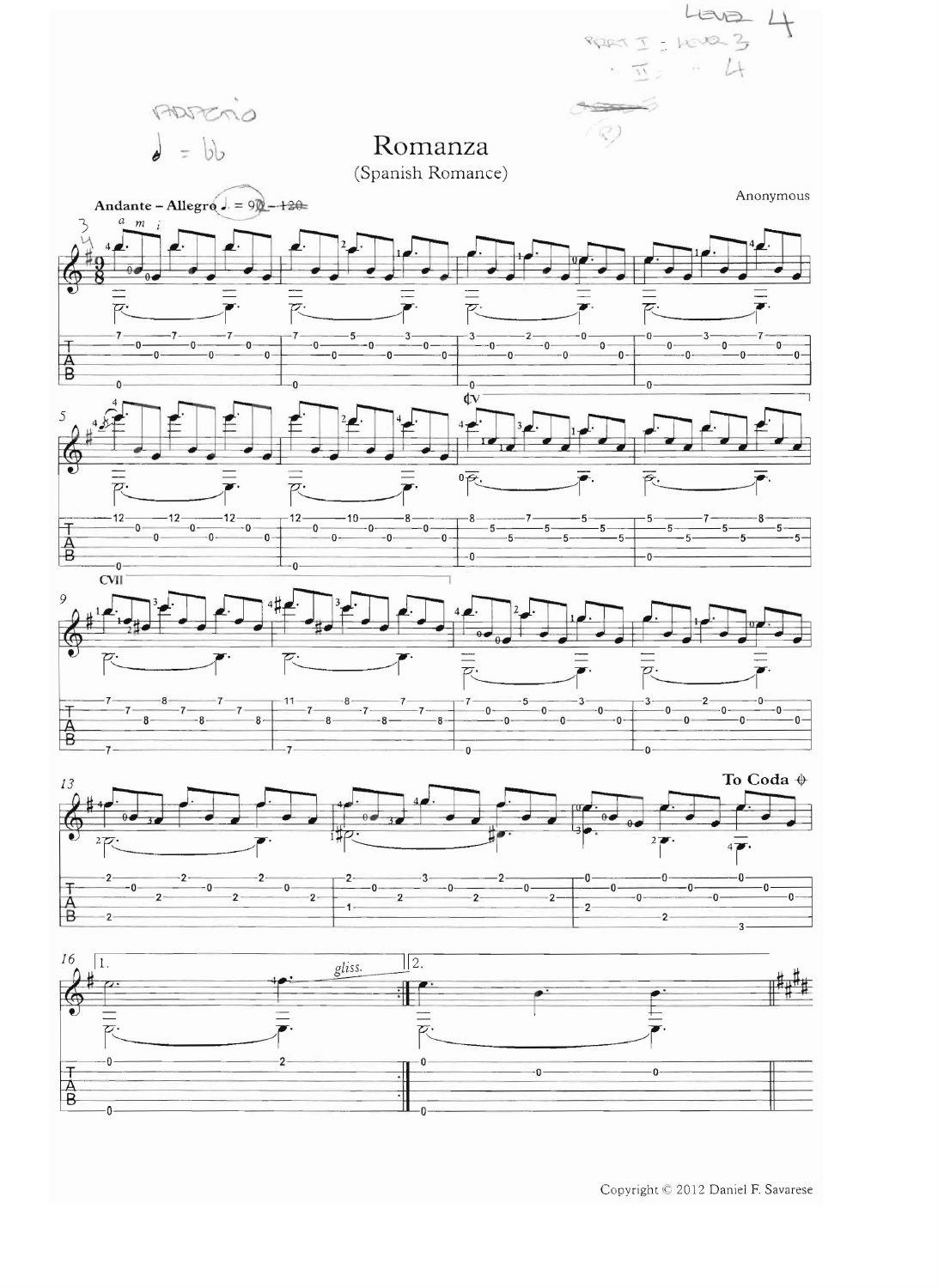# Romanza

(Spanish Romance)

Anonymous

**Andante – Allegro** ♩. = 92 – 120

Copyright © 2012 Daniel F. Savarese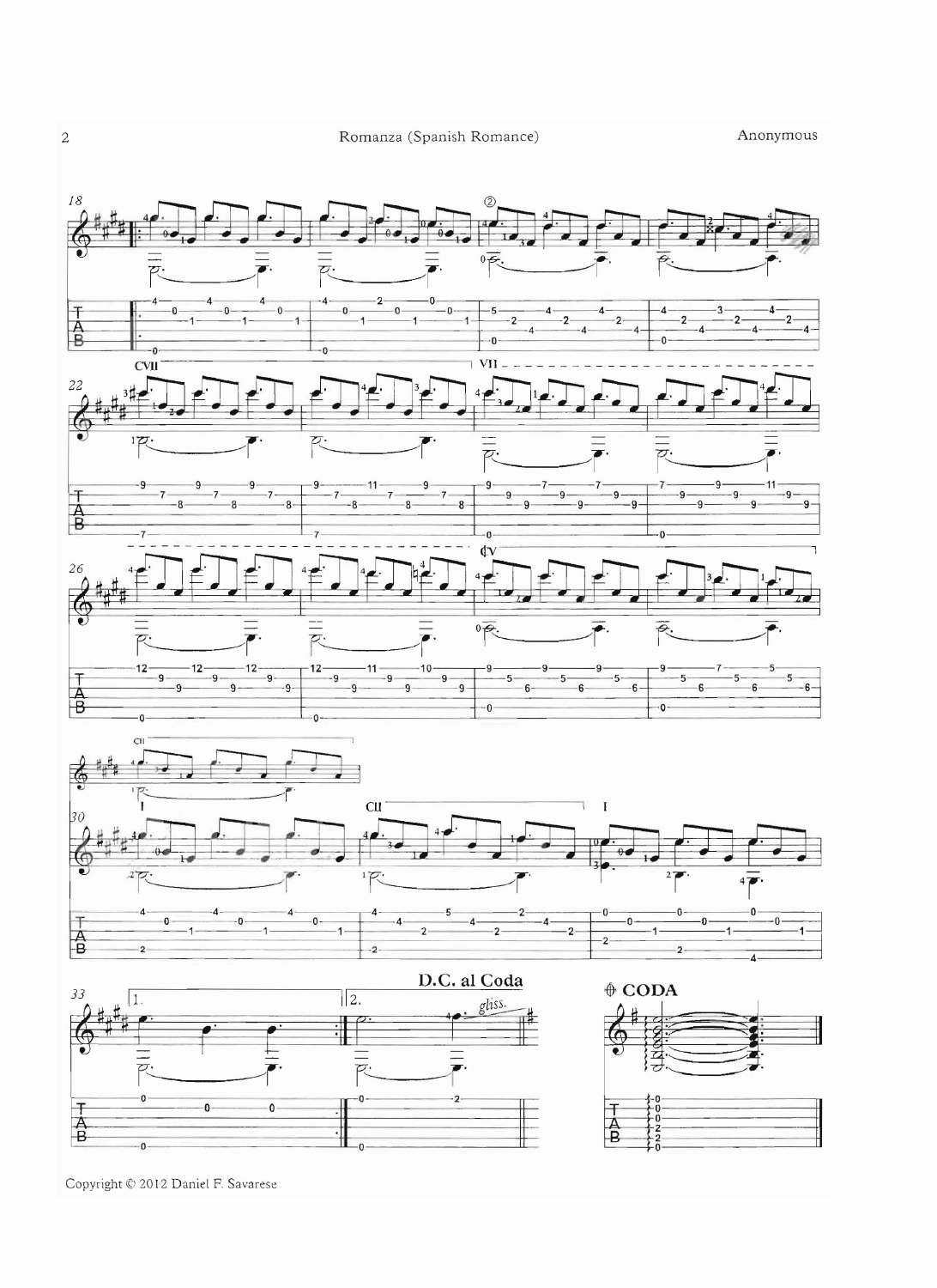D.C. al Coda

⊕ CODA

Copyright © 2012 Daniel F. Savarese